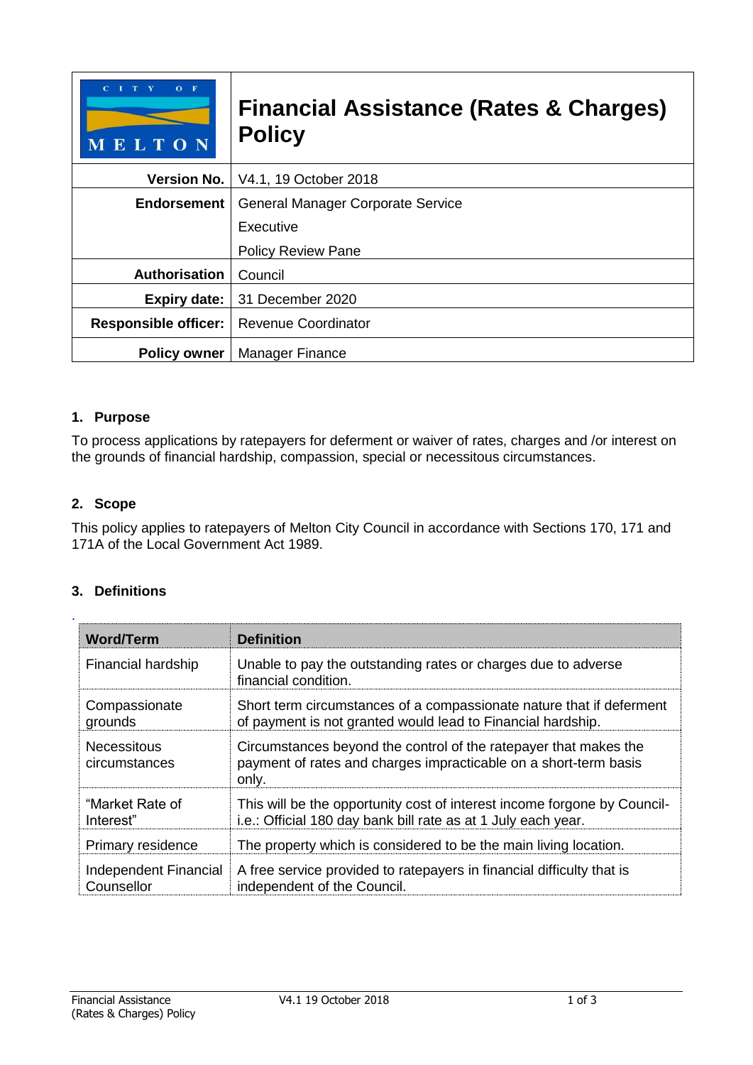| CITY OF MELTON | **Financial Assistance (Rates & Charges) Policy** |
|---|---|
| **Version No.** | V4.1, 19 October 2018 |
| **Endorsement** | General Manager Corporate Service<br>Executive<br>Policy Review Pane |
| **Authorisation** | Council |
| **Expiry date:** | 31 December 2020 |
| **Responsible officer:** | Revenue Coordinator |
| **Policy owner** | Manager Finance |

## 1. Purpose

To process applications by ratepayers for deferment or waiver of rates, charges and /or interest on the grounds of financial hardship, compassion, special or necessitous circumstances.

## 2. Scope

This policy applies to ratepayers of Melton City Council in accordance with Sections 170, 171 and 171A of the Local Government Act 1989.

## 3. Definitions

| Word/Term | Definition |
|---|---|
| Financial hardship | Unable to pay the outstanding rates or charges due to adverse financial condition. |
| Compassionate grounds | Short term circumstances of a compassionate nature that if deferment of payment is not granted would lead to Financial hardship. |
| Necessitous circumstances | Circumstances beyond the control of the ratepayer that makes the payment of rates and charges impracticable on a short-term basis only. |
| "Market Rate of Interest" | This will be the opportunity cost of interest income forgone by Council- i.e.: Official 180 day bank bill rate as at 1 July each year. |
| Primary residence | The property which is considered to be the main living location. |
| Independent Financial Counsellor | A free service provided to ratepayers in financial difficulty that is independent of the Council. |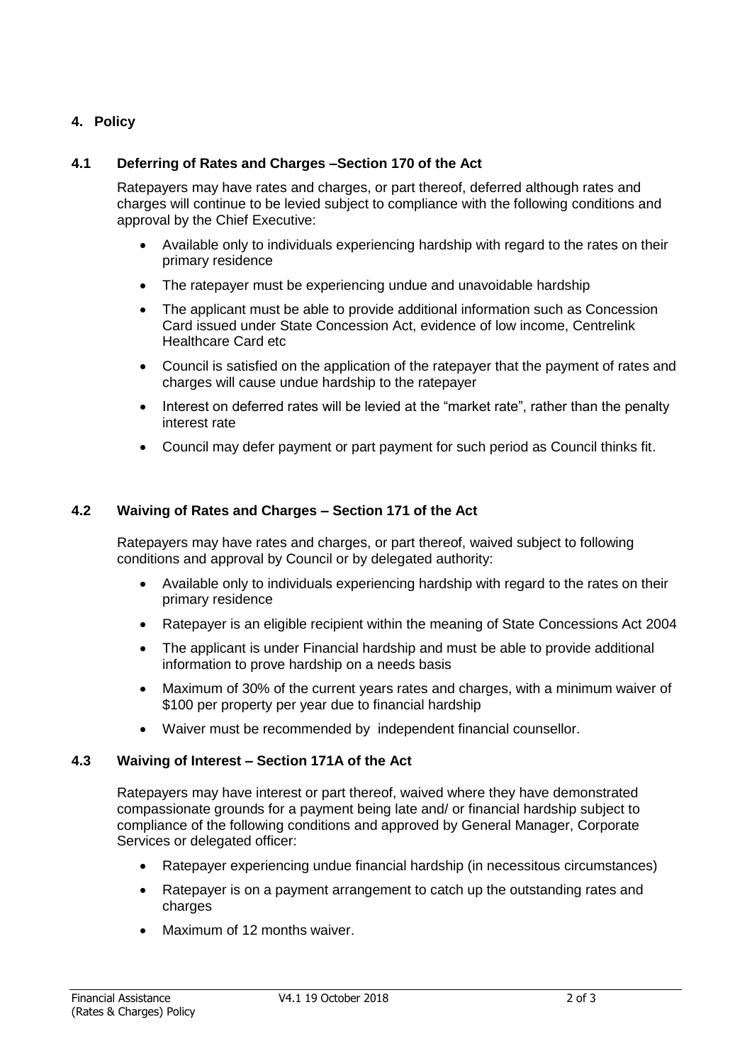## 4. Policy

### 4.1 Deferring of Rates and Charges –Section 170 of the Act

Ratepayers may have rates and charges, or part thereof, deferred although rates and charges will continue to be levied subject to compliance with the following conditions and approval by the Chief Executive:

- Available only to individuals experiencing hardship with regard to the rates on their primary residence
- The ratepayer must be experiencing undue and unavoidable hardship
- The applicant must be able to provide additional information such as Concession Card issued under State Concession Act, evidence of low income, Centrelink Healthcare Card etc
- Council is satisfied on the application of the ratepayer that the payment of rates and charges will cause undue hardship to the ratepayer
- Interest on deferred rates will be levied at the "market rate", rather than the penalty interest rate
- Council may defer payment or part payment for such period as Council thinks fit.

### 4.2 Waiving of Rates and Charges – Section 171 of the Act

Ratepayers may have rates and charges, or part thereof, waived subject to following conditions and approval by Council or by delegated authority:

- Available only to individuals experiencing hardship with regard to the rates on their primary residence
- Ratepayer is an eligible recipient within the meaning of State Concessions Act 2004
- The applicant is under Financial hardship and must be able to provide additional information to prove hardship on a needs basis
- Maximum of 30% of the current years rates and charges, with a minimum waiver of $100 per property per year due to financial hardship
- Waiver must be recommended by independent financial counsellor.

### 4.3 Waiving of Interest – Section 171A of the Act

Ratepayers may have interest or part thereof, waived where they have demonstrated compassionate grounds for a payment being late and/ or financial hardship subject to compliance of the following conditions and approved by General Manager, Corporate Services or delegated officer:

- Ratepayer experiencing undue financial hardship (in necessitous circumstances)
- Ratepayer is on a payment arrangement to catch up the outstanding rates and charges
- Maximum of 12 months waiver.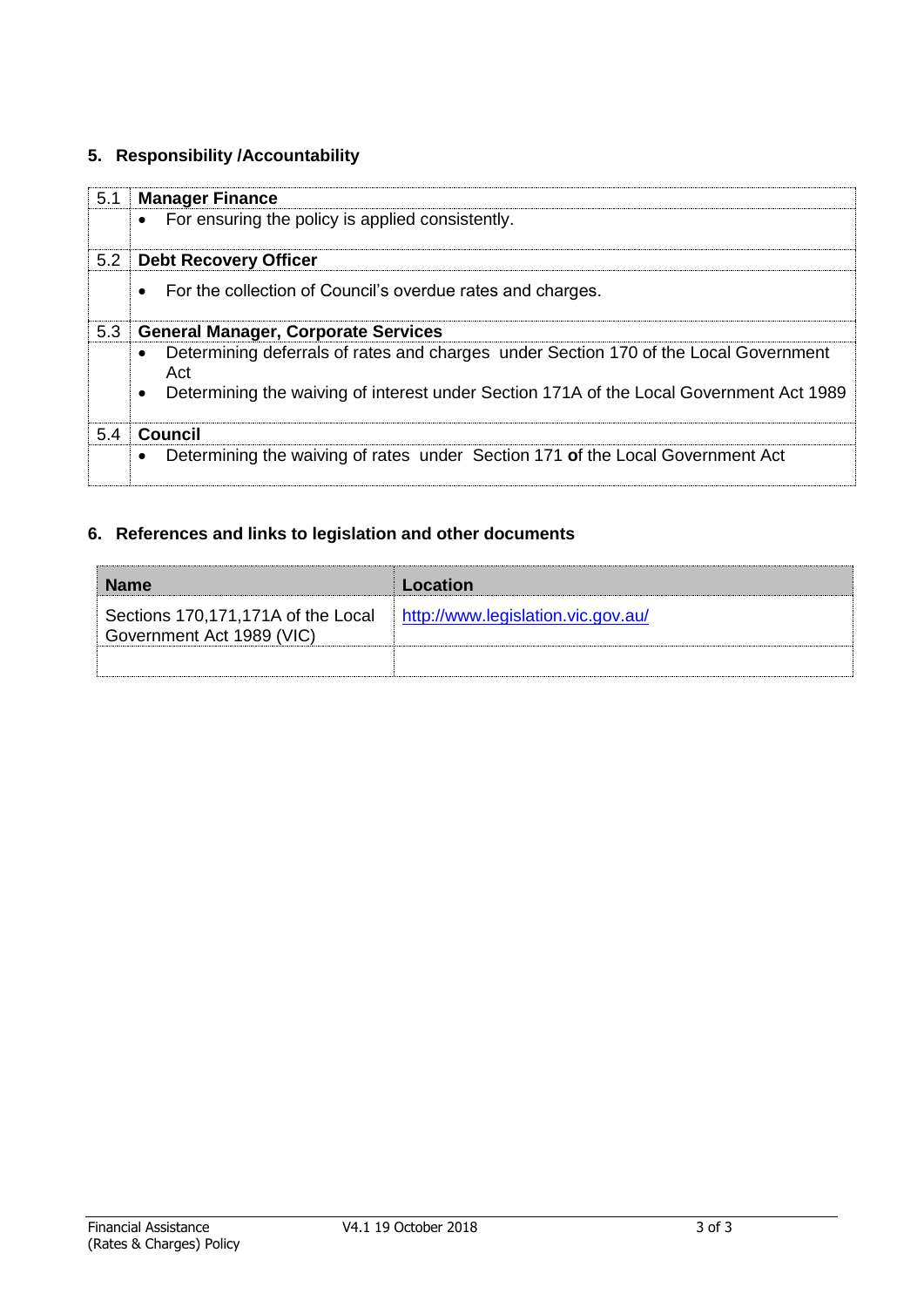## 5. Responsibility /Accountability

| | |
|---|---|
| 5.1 | **Manager Finance** |
| | • For ensuring the policy is applied consistently. |
| 5.2 | **Debt Recovery Officer** |
| | • For the collection of Council's overdue rates and charges. |
| 5.3 | **General Manager, Corporate Services** |
| | • Determining deferrals of rates and charges under Section 170 of the Local Government Act<br>• Determining the waiving of interest under Section 171A of the Local Government Act 1989 |
| 5.4 | **Council** |
| | • Determining the waiving of rates under Section 171 **of** the Local Government Act |

## 6. References and links to legislation and other documents

| Name | Location |
|---|---|
| Sections 170,171,171A of the Local Government Act 1989 (VIC) | http://www.legislation.vic.gov.au/ |
| | |